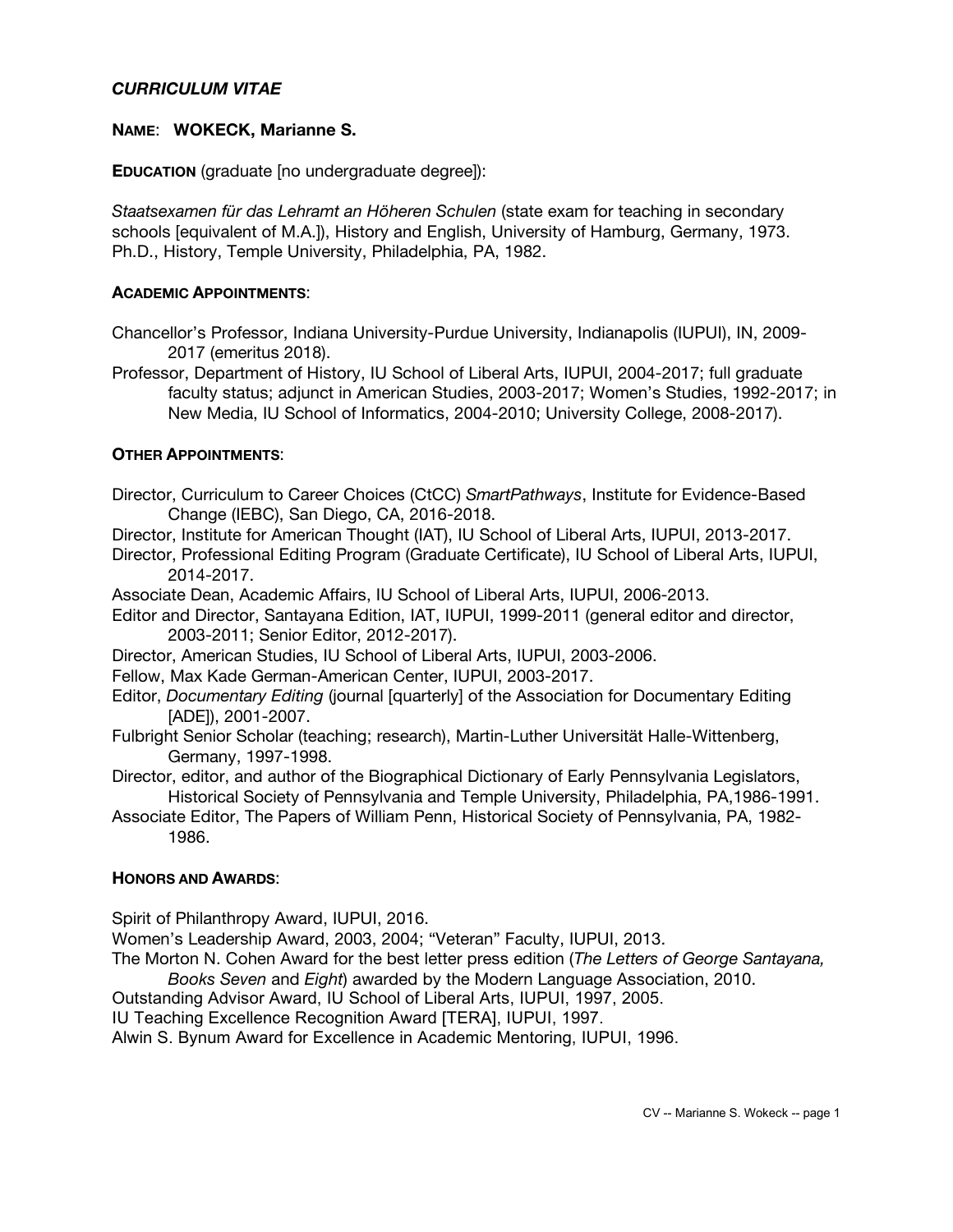# *CURRICULUM VITAE*

**NAME**: **WOKECK, Marianne S.**

**EDUCATION** (graduate [no undergraduate degree]):

*Staatsexamen für das Lehramt an Höheren Schulen* (state exam for teaching in secondary schools [equivalent of M.A.]), History and English, University of Hamburg, Germany, 1973.
Ph.D., History, Temple University, Philadelphia, PA, 1982.

## ACADEMIC APPOINTMENTS:

Chancellor's Professor, Indiana University-Purdue University, Indianapolis (IUPUI), IN, 2009-2017 (emeritus 2018).

Professor, Department of History, IU School of Liberal Arts, IUPUI, 2004-2017; full graduate faculty status; adjunct in American Studies, 2003-2017; Women's Studies, 1992-2017; in New Media, IU School of Informatics, 2004-2010; University College, 2008-2017).

## OTHER APPOINTMENTS:

Director, Curriculum to Career Choices (CtCC) *SmartPathways*, Institute for Evidence-Based Change (IEBC), San Diego, CA, 2016-2018.

Director, Institute for American Thought (IAT), IU School of Liberal Arts, IUPUI, 2013-2017.

Director, Professional Editing Program (Graduate Certificate), IU School of Liberal Arts, IUPUI, 2014-2017.

Associate Dean, Academic Affairs, IU School of Liberal Arts, IUPUI, 2006-2013.

Editor and Director, Santayana Edition, IAT, IUPUI, 1999-2011 (general editor and director, 2003-2011; Senior Editor, 2012-2017).

Director, American Studies, IU School of Liberal Arts, IUPUI, 2003-2006.

Fellow, Max Kade German-American Center, IUPUI, 2003-2017.

Editor, *Documentary Editing* (journal [quarterly] of the Association for Documentary Editing [ADE]), 2001-2007.

Fulbright Senior Scholar (teaching; research), Martin-Luther Universität Halle-Wittenberg, Germany, 1997-1998.

Director, editor, and author of the Biographical Dictionary of Early Pennsylvania Legislators, Historical Society of Pennsylvania and Temple University, Philadelphia, PA,1986-1991.

Associate Editor, The Papers of William Penn, Historical Society of Pennsylvania, PA, 1982-1986.

## HONORS AND AWARDS:

Spirit of Philanthropy Award, IUPUI, 2016.

Women's Leadership Award, 2003, 2004; "Veteran" Faculty, IUPUI, 2013.

The Morton N. Cohen Award for the best letter press edition (*The Letters of George Santayana, Books Seven* and *Eight*) awarded by the Modern Language Association, 2010.

Outstanding Advisor Award, IU School of Liberal Arts, IUPUI, 1997, 2005.

IU Teaching Excellence Recognition Award [TERA], IUPUI, 1997.

Alwin S. Bynum Award for Excellence in Academic Mentoring, IUPUI, 1996.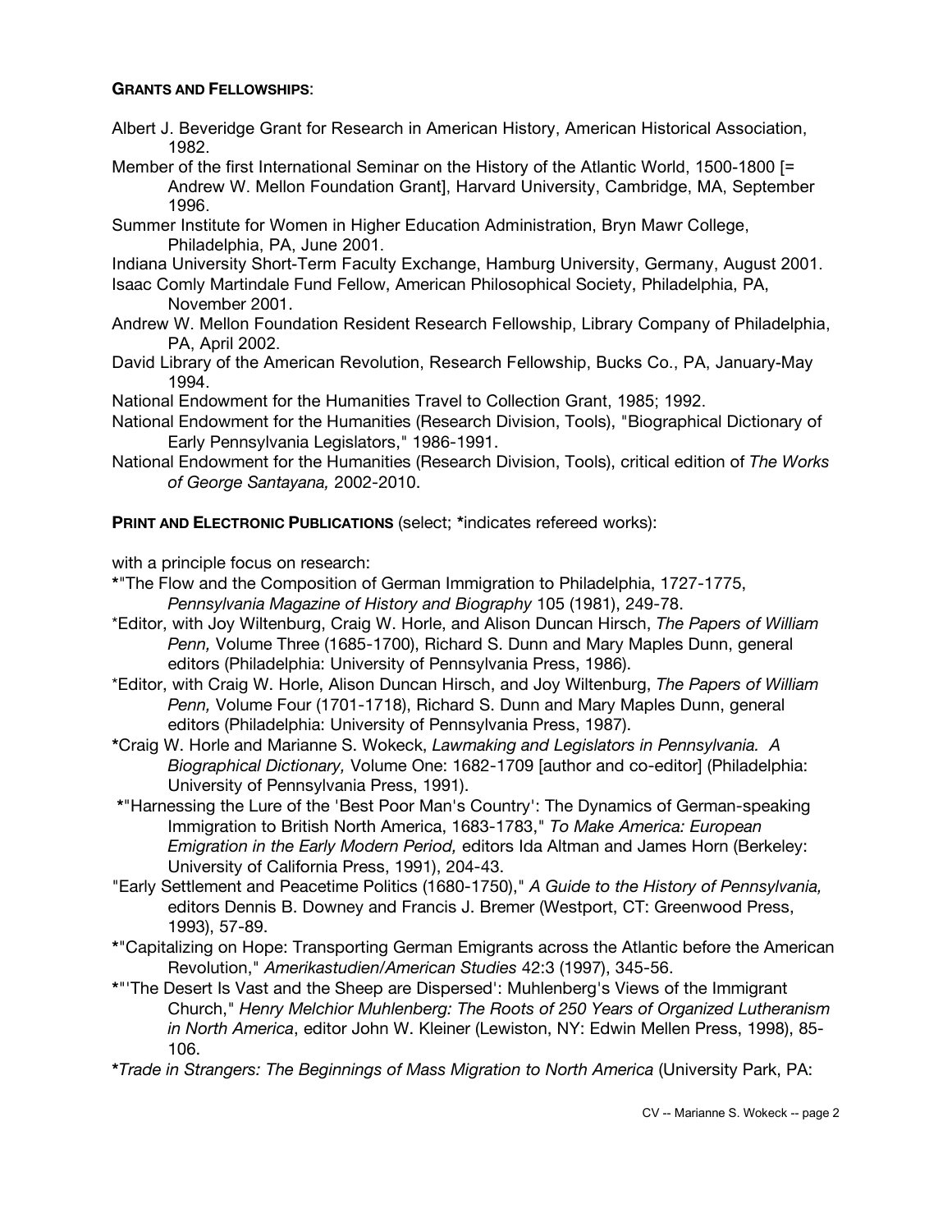**GRANTS AND FELLOWSHIPS**:

Albert J. Beveridge Grant for Research in American History, American Historical Association, 1982.

Member of the first International Seminar on the History of the Atlantic World, 1500-1800 [= Andrew W. Mellon Foundation Grant], Harvard University, Cambridge, MA, September 1996.

Summer Institute for Women in Higher Education Administration, Bryn Mawr College, Philadelphia, PA, June 2001.

Indiana University Short-Term Faculty Exchange, Hamburg University, Germany, August 2001.

Isaac Comly Martindale Fund Fellow, American Philosophical Society, Philadelphia, PA, November 2001.

Andrew W. Mellon Foundation Resident Research Fellowship, Library Company of Philadelphia, PA, April 2002.

David Library of the American Revolution, Research Fellowship, Bucks Co., PA, January-May 1994.

National Endowment for the Humanities Travel to Collection Grant, 1985; 1992.

National Endowment for the Humanities (Research Division, Tools), "Biographical Dictionary of Early Pennsylvania Legislators," 1986-1991.

National Endowment for the Humanities (Research Division, Tools), critical edition of *The Works of George Santayana,* 2002-2010.

**PRINT AND ELECTRONIC PUBLICATIONS** (select; *indicates refereed works):

with a principle focus on research:

*"The Flow and the Composition of German Immigration to Philadelphia, 1727-1775, *Pennsylvania Magazine of History and Biography* 105 (1981), 249-78.

*Editor, with Joy Wiltenburg, Craig W. Horle, and Alison Duncan Hirsch, *The Papers of William Penn,* Volume Three (1685-1700), Richard S. Dunn and Mary Maples Dunn, general editors (Philadelphia: University of Pennsylvania Press, 1986).

*Editor, with Craig W. Horle, Alison Duncan Hirsch, and Joy Wiltenburg, *The Papers of William Penn,* Volume Four (1701-1718), Richard S. Dunn and Mary Maples Dunn, general editors (Philadelphia: University of Pennsylvania Press, 1987).

*Craig W. Horle and Marianne S. Wokeck, *Lawmaking and Legislators in Pennsylvania. A Biographical Dictionary,* Volume One: 1682-1709 [author and co-editor] (Philadelphia: University of Pennsylvania Press, 1991).

*"Harnessing the Lure of the 'Best Poor Man's Country': The Dynamics of German-speaking Immigration to British North America, 1683-1783," *To Make America: European Emigration in the Early Modern Period,* editors Ida Altman and James Horn (Berkeley: University of California Press, 1991), 204-43.

"Early Settlement and Peacetime Politics (1680-1750)," *A Guide to the History of Pennsylvania,* editors Dennis B. Downey and Francis J. Bremer (Westport, CT: Greenwood Press, 1993), 57-89.

*"Capitalizing on Hope: Transporting German Emigrants across the Atlantic before the American Revolution," *Amerikastudien/American Studies* 42:3 (1997), 345-56.

*"'The Desert Is Vast and the Sheep are Dispersed': Muhlenberg's Views of the Immigrant Church," *Henry Melchior Muhlenberg: The Roots of 250 Years of Organized Lutheranism in North America*, editor John W. Kleiner (Lewiston, NY: Edwin Mellen Press, 1998), 85-106.

**Trade in Strangers: The Beginnings of Mass Migration to North America* (University Park, PA: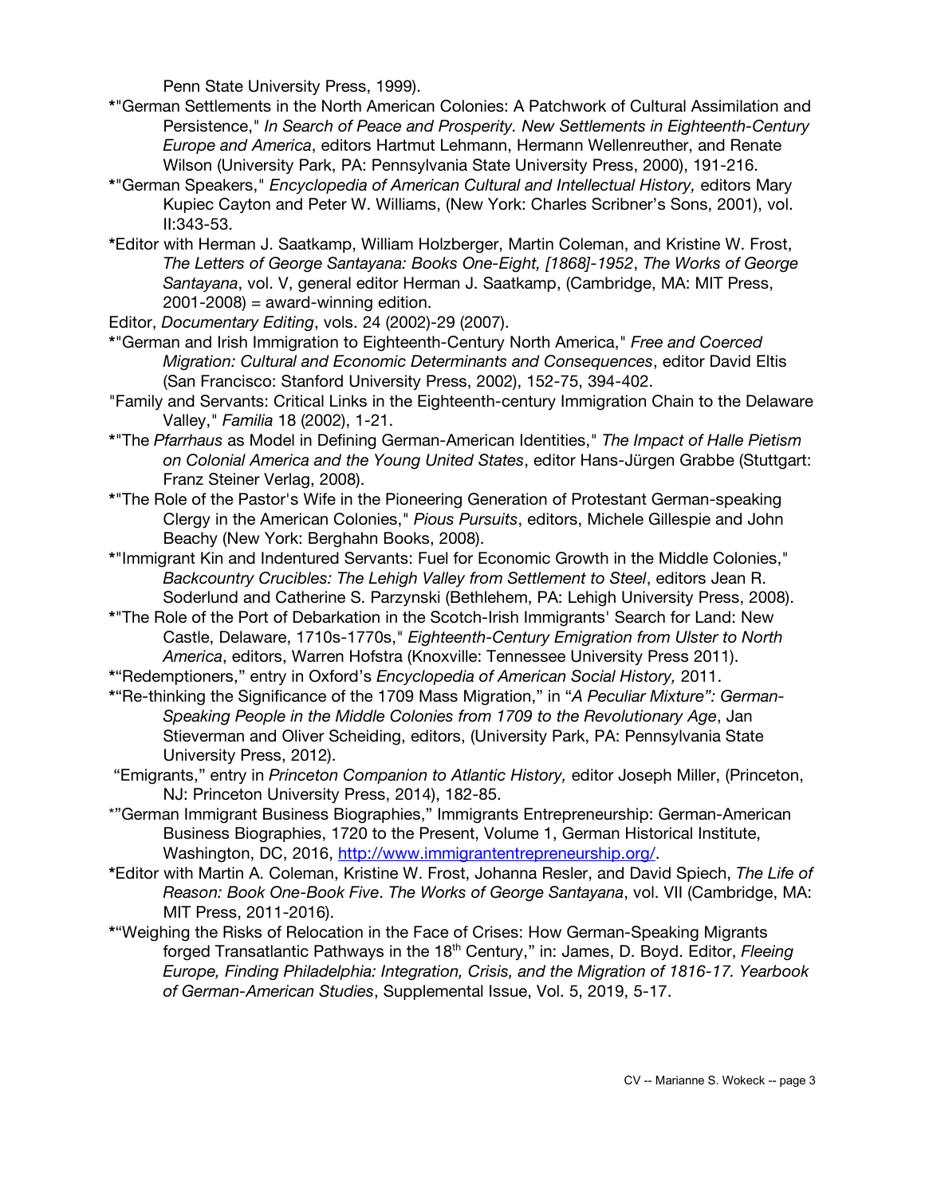Penn State University Press, 1999).

*"German Settlements in the North American Colonies: A Patchwork of Cultural Assimilation and Persistence," *In Search of Peace and Prosperity. New Settlements in Eighteenth-Century Europe and America*, editors Hartmut Lehmann, Hermann Wellenreuther, and Renate Wilson (University Park, PA: Pennsylvania State University Press, 2000), 191-216.

*"German Speakers," *Encyclopedia of American Cultural and Intellectual History,* editors Mary Kupiec Cayton and Peter W. Williams, (New York: Charles Scribner's Sons, 2001), vol. II:343-53.

*Editor with Herman J. Saatkamp, William Holzberger, Martin Coleman, and Kristine W. Frost, *The Letters of George Santayana: Books One-Eight, [1868]-1952*, *The Works of George Santayana*, vol. V, general editor Herman J. Saatkamp, (Cambridge, MA: MIT Press, 2001-2008) = award-winning edition.

Editor, *Documentary Editing*, vols. 24 (2002)-29 (2007).

*"German and Irish Immigration to Eighteenth-Century North America," *Free and Coerced Migration: Cultural and Economic Determinants and Consequences*, editor David Eltis (San Francisco: Stanford University Press, 2002), 152-75, 394-402.

"Family and Servants: Critical Links in the Eighteenth-century Immigration Chain to the Delaware Valley," *Familia* 18 (2002), 1-21.

*"The *Pfarrhaus* as Model in Defining German-American Identities," *The Impact of Halle Pietism on Colonial America and the Young United States*, editor Hans-Jürgen Grabbe (Stuttgart: Franz Steiner Verlag, 2008).

*"The Role of the Pastor's Wife in the Pioneering Generation of Protestant German-speaking Clergy in the American Colonies," *Pious Pursuits*, editors, Michele Gillespie and John Beachy (New York: Berghahn Books, 2008).

*"Immigrant Kin and Indentured Servants: Fuel for Economic Growth in the Middle Colonies," *Backcountry Crucibles: The Lehigh Valley from Settlement to Steel*, editors Jean R. Soderlund and Catherine S. Parzynski (Bethlehem, PA: Lehigh University Press, 2008).

*"The Role of the Port of Debarkation in the Scotch-Irish Immigrants' Search for Land: New Castle, Delaware, 1710s-1770s," *Eighteenth-Century Emigration from Ulster to North America*, editors, Warren Hofstra (Knoxville: Tennessee University Press 2011).

*"Redemptioners," entry in Oxford's *Encyclopedia of American Social History,* 2011.

*"Re-thinking the Significance of the 1709 Mass Migration," in "*A Peculiar Mixture": German-Speaking People in the Middle Colonies from 1709 to the Revolutionary Age*, Jan Stieverman and Oliver Scheiding, editors, (University Park, PA: Pennsylvania State University Press, 2012).

"Emigrants," entry in *Princeton Companion to Atlantic History,* editor Joseph Miller, (Princeton, NJ: Princeton University Press, 2014), 182-85.

*"German Immigrant Business Biographies," Immigrants Entrepreneurship: German-American Business Biographies, 1720 to the Present, Volume 1, German Historical Institute, Washington, DC, 2016, http://www.immigrantentrepreneurship.org/.

*Editor with Martin A. Coleman, Kristine W. Frost, Johanna Resler, and David Spiech, *The Life of Reason: Book One-Book Five*. *The Works of George Santayana*, vol. VII (Cambridge, MA: MIT Press, 2011-2016).

*"Weighing the Risks of Relocation in the Face of Crises: How German-Speaking Migrants forged Transatlantic Pathways in the 18th Century," in: James, D. Boyd. Editor, *Fleeing Europe, Finding Philadelphia: Integration, Crisis, and the Migration of 1816-17. Yearbook of German-American Studies*, Supplemental Issue, Vol. 5, 2019, 5-17.